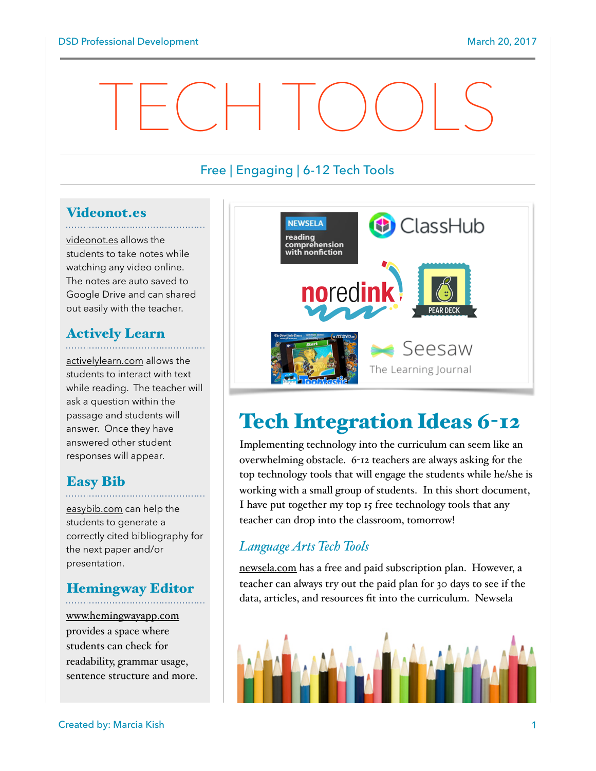# TECH TOOLS

Free | Engaging | 6-12 Tech Tools

## Videonot.es

videonot.es allows the students to take notes while watching any video online. The notes are auto saved to Google Drive and can shared out easily with the teacher.

## Actively Learn

activelylearn.com allows the students to interact with text while reading. The teacher will ask a question within the passage and students will answer. Once they have answered other student responses will appear.

## Easy Bib

easybib.com can help the students to generate a correctly cited bibliography for the next paper and/or presentation.

## Hemingway Editor

www.hemingwayapp.com provides a space where students can check for readability, grammar usage, sentence structure and more.

## Tech Integration Ideas 6-12

Implementing technology into the curriculum can seem like an overwhelming obstacle. 6-12 teachers are always asking for the top technology tools that will engage the students while he/she is working with a small group of students. In this short document, I have put together my top 15 free technology tools that any teacher can drop into the classroom, tomorrow!

### *Language Arts Tech Tools*

newsela.com has a free and paid subscription plan. However, a teacher can always try out the paid plan for 30 days to see if the data, articles, and resources fit into the curriculum. Newsela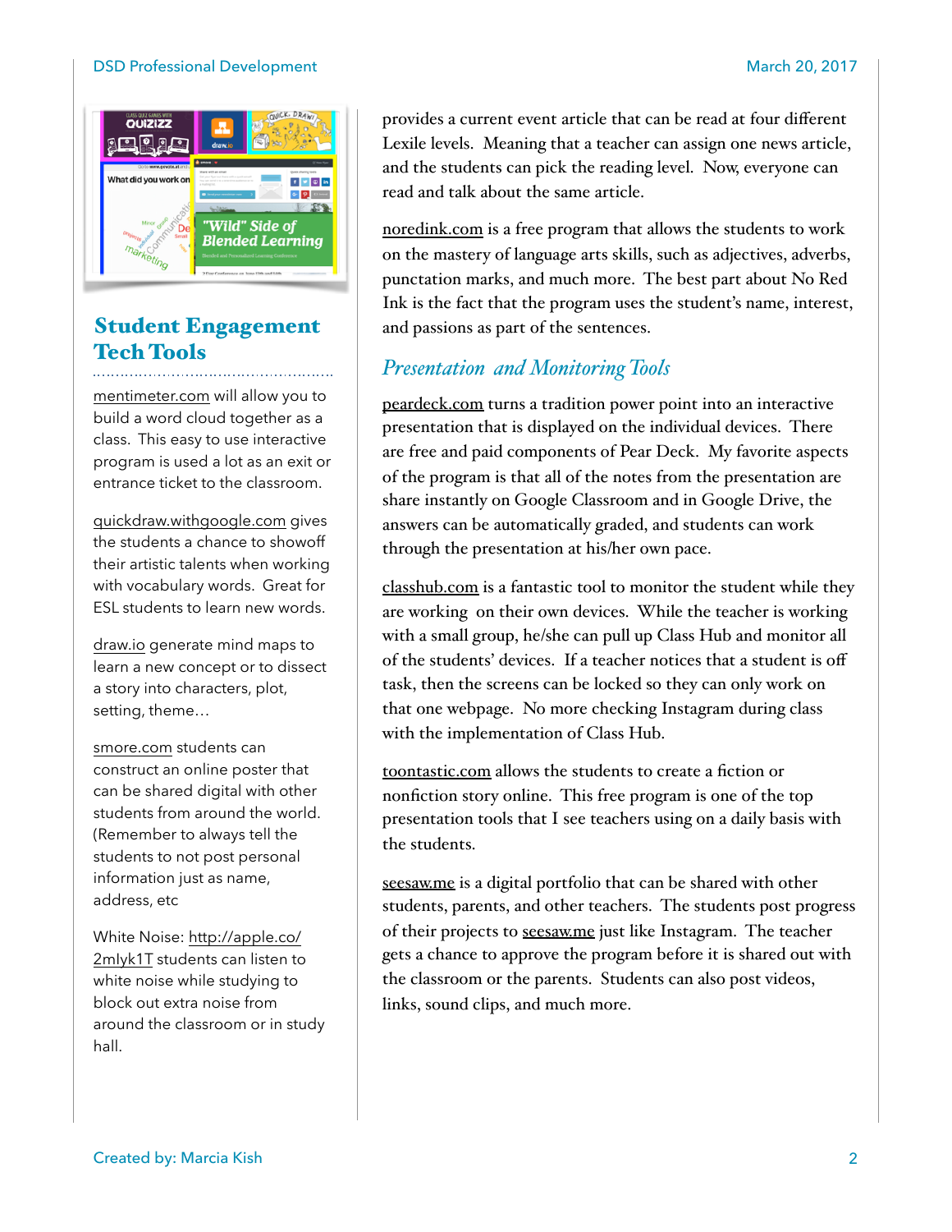## Student Engagement Tech Tools

mentimeter.com will allow you to build a word cloud together as a class. This easy to use interactive program is used a lot as an exit or entrance ticket to the classroom.

quickdraw.withgoogle.com gives the students a chance to showoff their artistic talents when working with vocabulary words. Great for ESL students to learn new words.

draw.io generate mind maps to learn a new concept or to dissect a story into characters, plot, setting, theme…

smore.com students can construct an online poster that can be shared digital with other students from around the world. (Remember to always tell the students to not post personal information just as name, address, etc

White Noise: http://apple.co/2mlyk1T students can listen to white noise while studying to block out extra noise from around the classroom or in study hall.

provides a current event article that can be read at four different Lexile levels. Meaning that a teacher can assign one news article, and the students can pick the reading level. Now, everyone can read and talk about the same article.

noredink.com is a free program that allows the students to work on the mastery of language arts skills, such as adjectives, adverbs, punctuation marks, and much more. The best part about No Red Ink is the fact that the program uses the student's name, interest, and passions as part of the sentences.

### *Presentation and Monitoring Tools*

peardeck.com turns a tradition power point into an interactive presentation that is displayed on the individual devices. There are free and paid components of Pear Deck. My favorite aspects of the program is that all of the notes from the presentation are share instantly on Google Classroom and in Google Drive, the answers can be automatically graded, and students can work through the presentation at his/her own pace.

classhub.com is a fantastic tool to monitor the student while they are working on their own devices. While the teacher is working with a small group, he/she can pull up Class Hub and monitor all of the students' devices. If a teacher notices that a student is off task, then the screens can be locked so they can only work on that one webpage. No more checking Instagram during class with the implementation of Class Hub.

toontastic.com allows the students to create a fiction or nonfiction story online. This free program is one of the top presentation tools that I see teachers using on a daily basis with the students.

seesaw.me is a digital portfolio that can be shared with other students, parents, and other teachers. The students post progress of their projects to seesaw.me just like Instagram. The teacher gets a chance to approve the program before it is shared out with the classroom or the parents. Students can also post videos, links, sound clips, and much more.